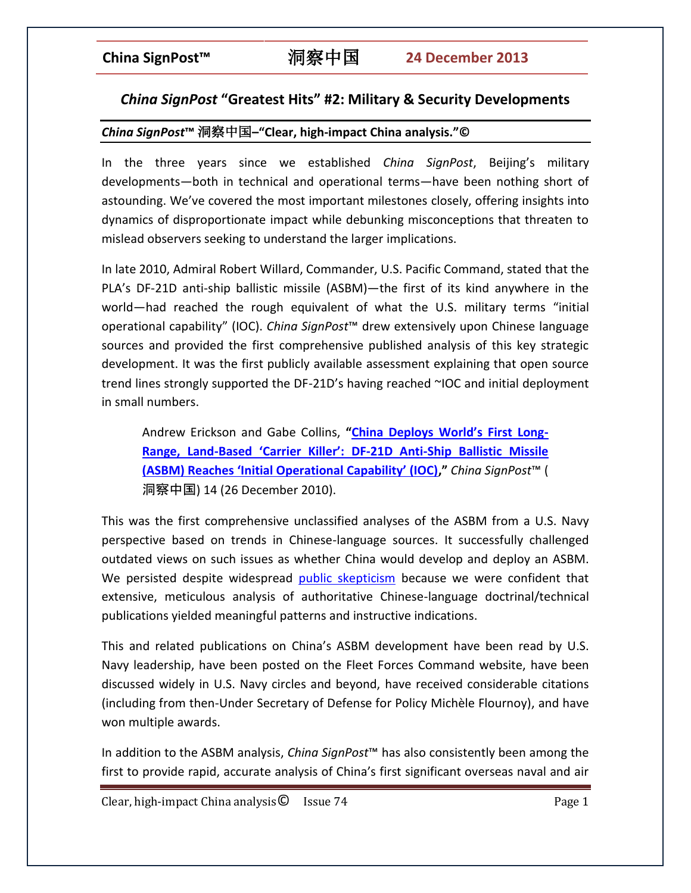# *China SignPost* "Greatest Hits" #2: Military & Security Developments

***China SignPost*™ 洞察中国–"Clear, high-impact China analysis."©**

In the three years since we established *China SignPost*, Beijing's military developments—both in technical and operational terms—have been nothing short of astounding. We've covered the most important milestones closely, offering insights into dynamics of disproportionate impact while debunking misconceptions that threaten to mislead observers seeking to understand the larger implications.

In late 2010, Admiral Robert Willard, Commander, U.S. Pacific Command, stated that the PLA's DF-21D anti-ship ballistic missile (ASBM)—the first of its kind anywhere in the world—had reached the rough equivalent of what the U.S. military terms "initial operational capability" (IOC). *China SignPost*™ drew extensively upon Chinese language sources and provided the first comprehensive published analysis of this key strategic development. It was the first publicly available assessment explaining that open source trend lines strongly supported the DF-21D's having reached ~IOC and initial deployment in small numbers.

> Andrew Erickson and Gabe Collins, **"China Deploys World's First Long-Range, Land-Based 'Carrier Killer': DF-21D Anti-Ship Ballistic Missile (ASBM) Reaches 'Initial Operational Capability' (IOC),"** *China SignPost*™ (洞察中国) 14 (26 December 2010).

This was the first comprehensive unclassified analyses of the ASBM from a U.S. Navy perspective based on trends in Chinese-language sources. It successfully challenged outdated views on such issues as whether China would develop and deploy an ASBM. We persisted despite widespread public skepticism because we were confident that extensive, meticulous analysis of authoritative Chinese-language doctrinal/technical publications yielded meaningful patterns and instructive indications.

This and related publications on China's ASBM development have been read by U.S. Navy leadership, have been posted on the Fleet Forces Command website, have been discussed widely in U.S. Navy circles and beyond, have received considerable citations (including from then-Under Secretary of Defense for Policy Michèle Flournoy), and have won multiple awards.

In addition to the ASBM analysis, *China SignPost*™ has also consistently been among the first to provide rapid, accurate analysis of China's first significant overseas naval and air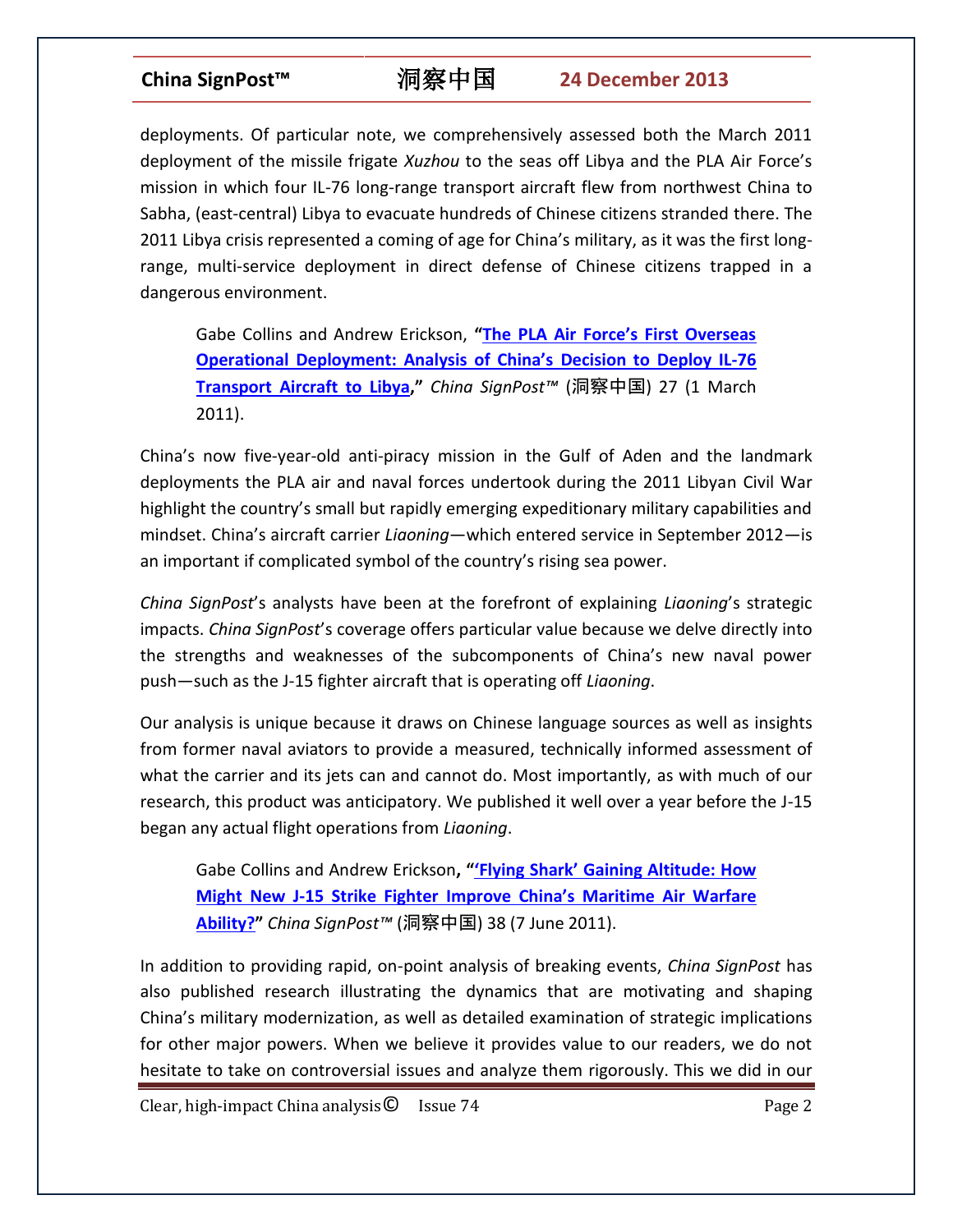deployments. Of particular note, we comprehensively assessed both the March 2011 deployment of the missile frigate *Xuzhou* to the seas off Libya and the PLA Air Force's mission in which four IL-76 long-range transport aircraft flew from northwest China to Sabha, (east-central) Libya to evacuate hundreds of Chinese citizens stranded there. The 2011 Libya crisis represented a coming of age for China's military, as it was the first long-range, multi-service deployment in direct defense of Chinese citizens trapped in a dangerous environment.

> Gabe Collins and Andrew Erickson, **"The PLA Air Force's First Overseas Operational Deployment: Analysis of China's Decision to Deploy IL-76 Transport Aircraft to Libya,"** *China SignPost™* (洞察中国) 27 (1 March 2011).

China's now five-year-old anti-piracy mission in the Gulf of Aden and the landmark deployments the PLA air and naval forces undertook during the 2011 Libyan Civil War highlight the country's small but rapidly emerging expeditionary military capabilities and mindset. China's aircraft carrier *Liaoning*—which entered service in September 2012—is an important if complicated symbol of the country's rising sea power.

*China SignPost*'s analysts have been at the forefront of explaining *Liaoning*'s strategic impacts. *China SignPost*'s coverage offers particular value because we delve directly into the strengths and weaknesses of the subcomponents of China's new naval power push—such as the J-15 fighter aircraft that is operating off *Liaoning*.

Our analysis is unique because it draws on Chinese language sources as well as insights from former naval aviators to provide a measured, technically informed assessment of what the carrier and its jets can and cannot do. Most importantly, as with much of our research, this product was anticipatory. We published it well over a year before the J-15 began any actual flight operations from *Liaoning*.

> Gabe Collins and Andrew Erickson, **"'Flying Shark' Gaining Altitude: How Might New J-15 Strike Fighter Improve China's Maritime Air Warfare Ability?"** *China SignPost™* (洞察中国) 38 (7 June 2011).

In addition to providing rapid, on-point analysis of breaking events, *China SignPost* has also published research illustrating the dynamics that are motivating and shaping China's military modernization, as well as detailed examination of strategic implications for other major powers. When we believe it provides value to our readers, we do not hesitate to take on controversial issues and analyze them rigorously. This we did in our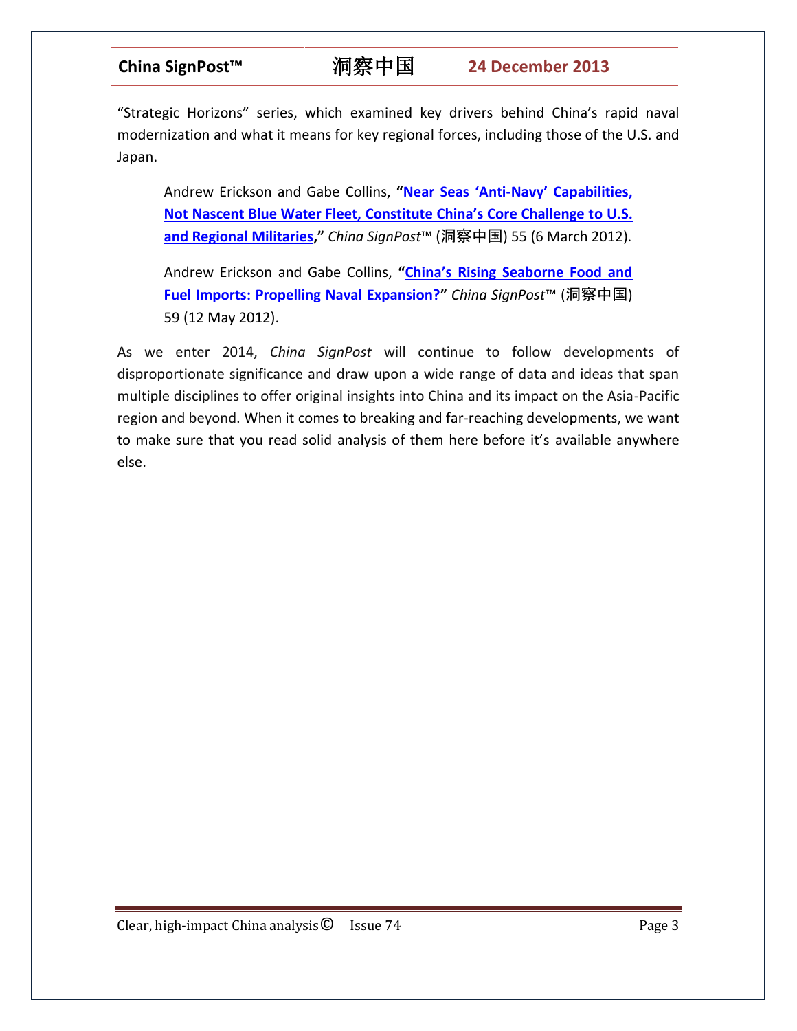"Strategic Horizons" series, which examined key drivers behind China's rapid naval modernization and what it means for key regional forces, including those of the U.S. and Japan.

> Andrew Erickson and Gabe Collins, **"Near Seas 'Anti-Navy' Capabilities, Not Nascent Blue Water Fleet, Constitute China's Core Challenge to U.S. and Regional Militaries,"** *China SignPost*™ (洞察中国) 55 (6 March 2012).

> Andrew Erickson and Gabe Collins, **"China's Rising Seaborne Food and Fuel Imports: Propelling Naval Expansion?"** *China SignPost*™ (洞察中国) 59 (12 May 2012).

As we enter 2014, *China SignPost* will continue to follow developments of disproportionate significance and draw upon a wide range of data and ideas that span multiple disciplines to offer original insights into China and its impact on the Asia-Pacific region and beyond. When it comes to breaking and far-reaching developments, we want to make sure that you read solid analysis of them here before it's available anywhere else.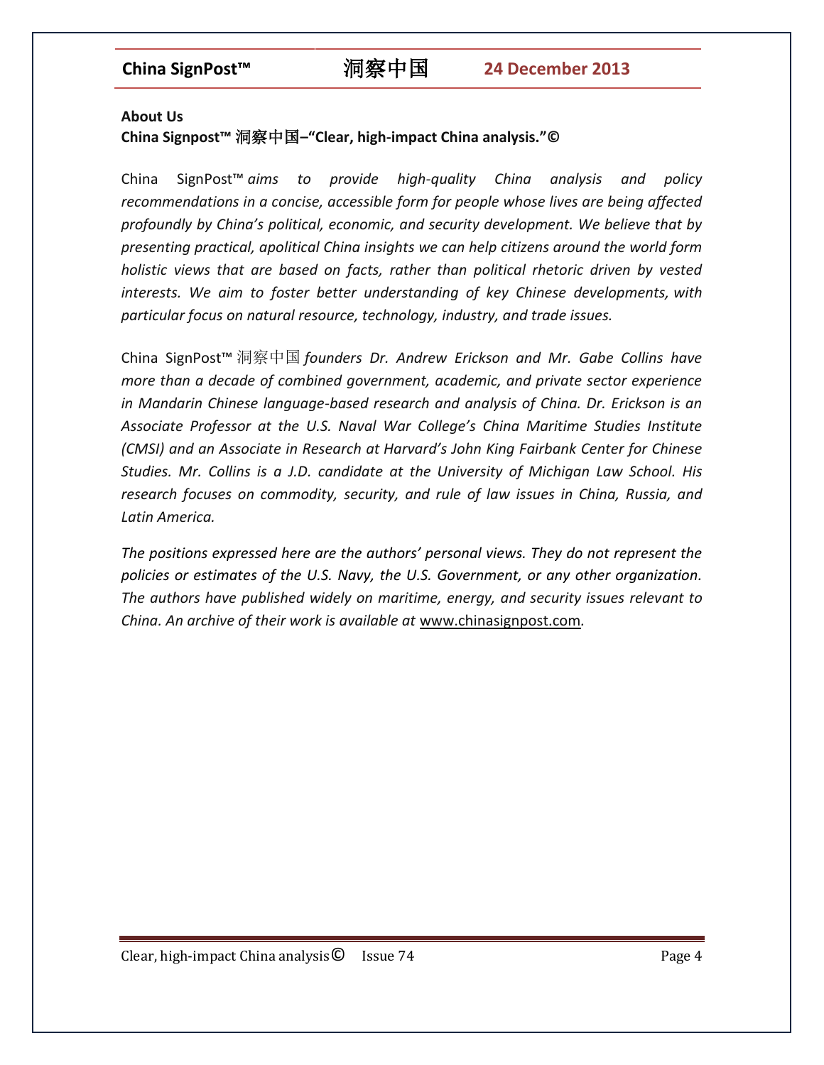**About Us**

**China Signpost™ 洞察中国–"Clear, high-impact China analysis."©**

China SignPost™ *aims to provide high-quality China analysis and policy recommendations in a concise, accessible form for people whose lives are being affected profoundly by China's political, economic, and security development. We believe that by presenting practical, apolitical China insights we can help citizens around the world form holistic views that are based on facts, rather than political rhetoric driven by vested interests. We aim to foster better understanding of key Chinese developments, with particular focus on natural resource, technology, industry, and trade issues.*

China SignPost™ 洞察中国 *founders Dr. Andrew Erickson and Mr. Gabe Collins have more than a decade of combined government, academic, and private sector experience in Mandarin Chinese language-based research and analysis of China. Dr. Erickson is an Associate Professor at the U.S. Naval War College's China Maritime Studies Institute (CMSI) and an Associate in Research at Harvard's John King Fairbank Center for Chinese Studies. Mr. Collins is a J.D. candidate at the University of Michigan Law School. His research focuses on commodity, security, and rule of law issues in China, Russia, and Latin America.*

*The positions expressed here are the authors' personal views. They do not represent the policies or estimates of the U.S. Navy, the U.S. Government, or any other organization. The authors have published widely on maritime, energy, and security issues relevant to China. An archive of their work is available at* www.chinasignpost.com*.*